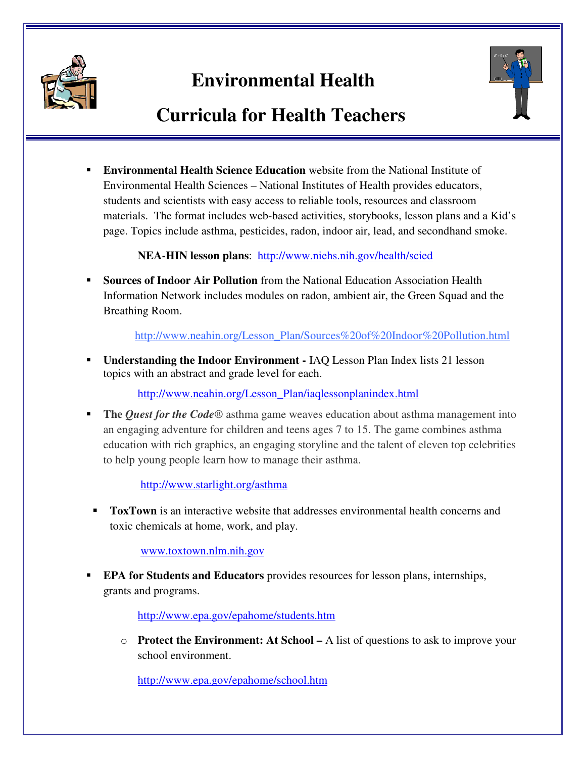# Environmental Health

# Curricula for Health Teachers

- **Environmental Health Science Education** website from the National Institute of Environmental Health Sciences – National Institutes of Health provides educators, students and scientists with easy access to reliable tools, resources and classroom materials. The format includes web-based activities, storybooks, lesson plans and a Kid's page. Topics include asthma, pesticides, radon, indoor air, lead, and secondhand smoke.

  **NEA-HIN lesson plans**: http://www.niehs.nih.gov/health/scied

- **Sources of Indoor Air Pollution** from the National Education Association Health Information Network includes modules on radon, ambient air, the Green Squad and the Breathing Room.

  http://www.neahin.org/Lesson_Plan/Sources%20of%20Indoor%20Pollution.html

- **Understanding the Indoor Environment -** IAQ Lesson Plan Index lists 21 lesson topics with an abstract and grade level for each.

  http://www.neahin.org/Lesson_Plan/iaqlessonplanindex.html

- **The** ***Quest for the Code***® asthma game weaves education about asthma management into an engaging adventure for children and teens ages 7 to 15. The game combines asthma education with rich graphics, an engaging storyline and the talent of eleven top celebrities to help young people learn how to manage their asthma.

  http://www.starlight.org/asthma

- **ToxTown** is an interactive website that addresses environmental health concerns and toxic chemicals at home, work, and play.

  www.toxtown.nlm.nih.gov

- **EPA for Students and Educators** provides resources for lesson plans, internships, grants and programs.

  http://www.epa.gov/epahome/students.htm

  - **Protect the Environment: At School –** A list of questions to ask to improve your school environment.

    http://www.epa.gov/epahome/school.htm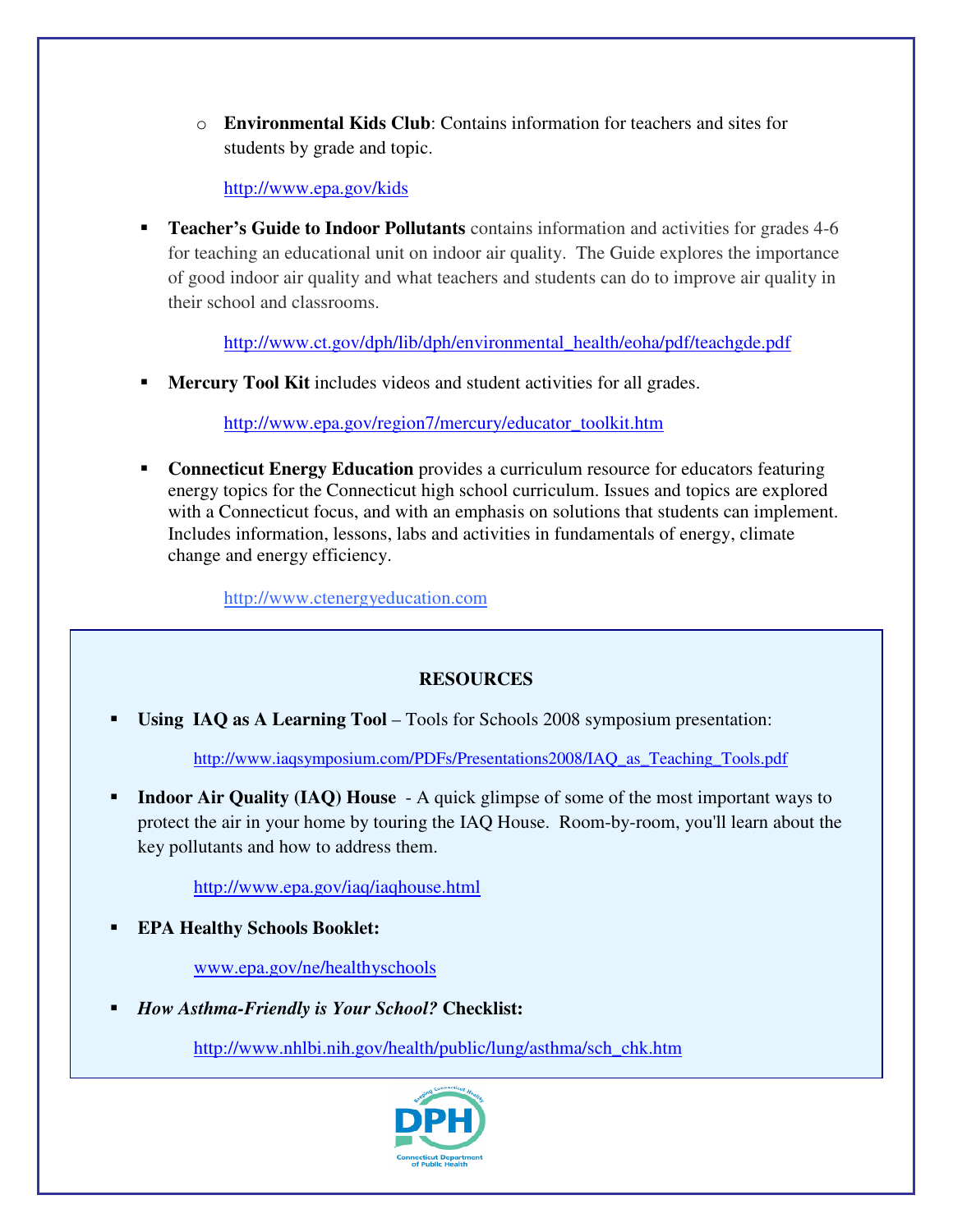- **Environmental Kids Club**: Contains information for teachers and sites for students by grade and topic.

  http://www.epa.gov/kids

- **Teacher's Guide to Indoor Pollutants** contains information and activities for grades 4-6 for teaching an educational unit on indoor air quality. The Guide explores the importance of good indoor air quality and what teachers and students can do to improve air quality in their school and classrooms.

  http://www.ct.gov/dph/lib/dph/environmental_health/eoha/pdf/teachgde.pdf

- **Mercury Tool Kit** includes videos and student activities for all grades.

  http://www.epa.gov/region7/mercury/educator_toolkit.htm

- **Connecticut Energy Education** provides a curriculum resource for educators featuring energy topics for the Connecticut high school curriculum. Issues and topics are explored with a Connecticut focus, and with an emphasis on solutions that students can implement. Includes information, lessons, labs and activities in fundamentals of energy, climate change and energy efficiency.

  http://www.ctenergyeducation.com

## RESOURCES

- **Using IAQ as A Learning Tool** – Tools for Schools 2008 symposium presentation:

  http://www.iaqsymposium.com/PDFs/Presentations2008/IAQ_as_Teaching_Tools.pdf

- **Indoor Air Quality (IAQ) House** - A quick glimpse of some of the most important ways to protect the air in your home by touring the IAQ House. Room-by-room, you'll learn about the key pollutants and how to address them.

  http://www.epa.gov/iaq/iaqhouse.html

- **EPA Healthy Schools Booklet:**

  www.epa.gov/ne/healthyschools

- ***How Asthma-Friendly is Your School?* Checklist:**

  http://www.nhlbi.nih.gov/health/public/lung/asthma/sch_chk.htm

Keeping Connecticut Healthy
DPH
Connecticut Department of Public Health